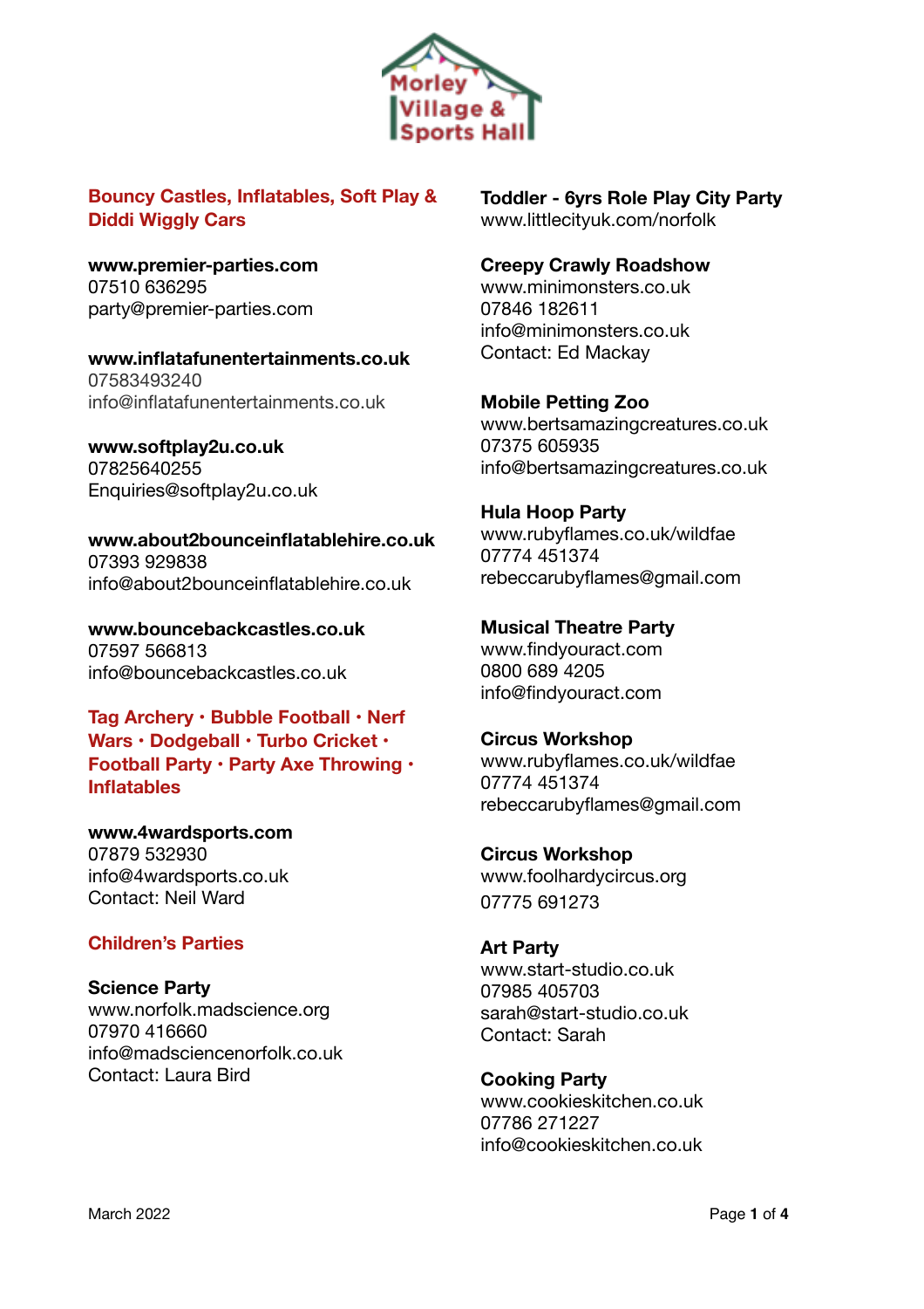# Morley Village & Sports Hall

## Bouncy Castles, Inflatables, Soft Play & Diddi Wiggly Cars

**www.premier-parties.com**
07510 636295
party@premier-parties.com

**www.inflatafunentertainments.co.uk**
07583493240
info@inflatafunentertainments.co.uk

**www.softplay2u.co.uk**
07825640255
Enquiries@softplay2u.co.uk

**www.about2bounceinflatablehire.co.uk**
07393 929838
info@about2bounceinflatablehire.co.uk

**www.bouncebackcastles.co.uk**
07597 566813
info@bouncebackcastles.co.uk

## Tag Archery · Bubble Football · Nerf Wars · Dodgeball · Turbo Cricket · Football Party · Party Axe Throwing · Inflatables

**www.4wardsports.com**
07879 532930
info@4wardsports.co.uk
Contact: Neil Ward

## Children's Parties

**Science Party**
www.norfolk.madscience.org
07970 416660
info@madsciencenorfolk.co.uk
Contact: Laura Bird

**Toddler - 6yrs Role Play City Party**
www.littlecityuk.com/norfolk

**Creepy Crawly Roadshow**
www.minimonsters.co.uk
07846 182611
info@minimonsters.co.uk
Contact: Ed Mackay

**Mobile Petting Zoo**
www.bertsamazingcreatures.co.uk
07375 605935
info@bertsamazingcreatures.co.uk

**Hula Hoop Party**
www.rubyflames.co.uk/wildfae
07774 451374
rebeccarubyflames@gmail.com

**Musical Theatre Party**
www.findyouract.com
0800 689 4205
info@findyouract.com

**Circus Workshop**
www.rubyflames.co.uk/wildfae
07774 451374
rebeccarubyflames@gmail.com

**Circus Workshop**
www.foolhardycircus.org
07775 691273

**Art Party**
www.start-studio.co.uk
07985 405703
sarah@start-studio.co.uk
Contact: Sarah

**Cooking Party**
www.cookieskitchen.co.uk
07786 271227
info@cookieskitchen.co.uk

March 2022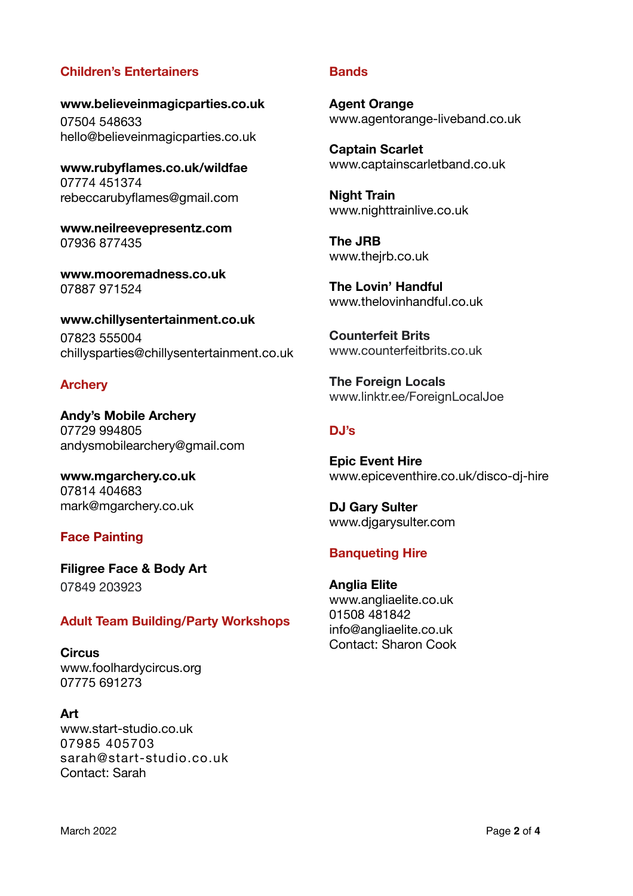## Children's Entertainers

**www.believeinmagicparties.co.uk**
07504 548633
hello@believeinmagicparties.co.uk

**www.rubyflames.co.uk/wildfae**
07774 451374
rebeccarubyflames@gmail.com

**www.neilreevepresentz.com**
07936 877435

**www.mooremadness.co.uk**
07887 971524

**www.chillysentertainment.co.uk**
07823 555004
chillysparties@chillysentertainment.co.uk

## Archery

**Andy's Mobile Archery**
07729 994805
andysmobilearchery@gmail.com

**www.mgarchery.co.uk**
07814 404683
mark@mgarchery.co.uk

## Face Painting

**Filigree Face & Body Art**
07849 203923

## Adult Team Building/Party Workshops

**Circus**
www.foolhardycircus.org
07775 691273

**Art**
www.start-studio.co.uk
07985 405703
sarah@start-studio.co.uk
Contact: Sarah

## Bands

**Agent Orange**
www.agentorange-liveband.co.uk

**Captain Scarlet**
www.captainscarletband.co.uk

**Night Train**
www.nighttrainlive.co.uk

**The JRB**
www.thejrb.co.uk

**The Lovin' Handful**
www.thelovinhandful.co.uk

**Counterfeit Brits**
www.counterfeitbrits.co.uk

**The Foreign Locals**
www.linktr.ee/ForeignLocalJoe

## DJ's

**Epic Event Hire**
www.epiceventhire.co.uk/disco-dj-hire

**DJ Gary Sulter**
www.djgarysulter.com

## Banqueting Hire

**Anglia Elite**
www.angliaelite.co.uk
01508 481842
info@angliaelite.co.uk
Contact: Sharon Cook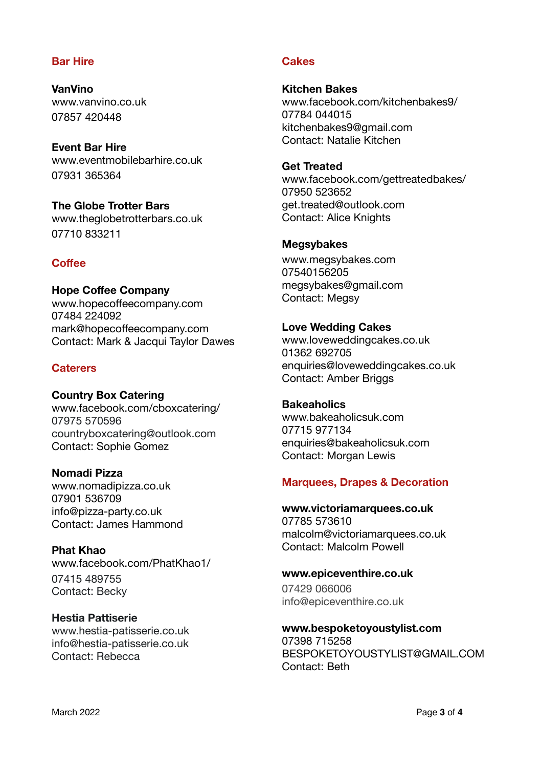## Bar Hire

**VanVino**
www.vanvino.co.uk
07857 420448

**Event Bar Hire**
www.eventmobilebarhire.co.uk
07931 365364

**The Globe Trotter Bars**
www.theglobetrotterbars.co.uk
07710 833211

## Coffee

**Hope Coffee Company**
www.hopecoffeecompany.com
07484 224092
mark@hopecoffeecompany.com
Contact: Mark & Jacqui Taylor Dawes

## Caterers

**Country Box Catering**
www.facebook.com/cboxcatering/
07975 570596
countryboxcatering@outlook.com
Contact: Sophie Gomez

**Nomadi Pizza**
www.nomadipizza.co.uk
07901 536709
info@pizza-party.co.uk
Contact: James Hammond

**Phat Khao**
www.facebook.com/PhatKhao1/
07415 489755
Contact: Becky

**Hestia Pattiserie**
www.hestia-patisserie.co.uk
info@hestia-patisserie.co.uk
Contact: Rebecca

## Cakes

**Kitchen Bakes**
www.facebook.com/kitchenbakes9/
07784 044015
kitchenbakes9@gmail.com
Contact: Natalie Kitchen

**Get Treated**
www.facebook.com/gettreatedbakes/
07950 523652
get.treated@outlook.com
Contact: Alice Knights

**Megsybakes**
www.megsybakes.com
07540156205
megsybakes@gmail.com
Contact: Megsy

**Love Wedding Cakes**
www.loveweddingcakes.co.uk
01362 692705
enquiries@loveweddingcakes.co.uk
Contact: Amber Briggs

**Bakeaholics**
www.bakeaholicsuk.com
07715 977134
enquiries@bakeaholicsuk.com
Contact: Morgan Lewis

## Marquees, Drapes & Decoration

**www.victoriamarquees.co.uk**
07785 573610
malcolm@victoriamarquees.co.uk
Contact: Malcolm Powell

**www.epiceventhire.co.uk**
07429 066006
info@epiceventhire.co.uk

**www.bespoketoyoustylist.com**
07398 715258
BESPOKETOYOUSTYLIST@GMAIL.COM
Contact: Beth

March 2022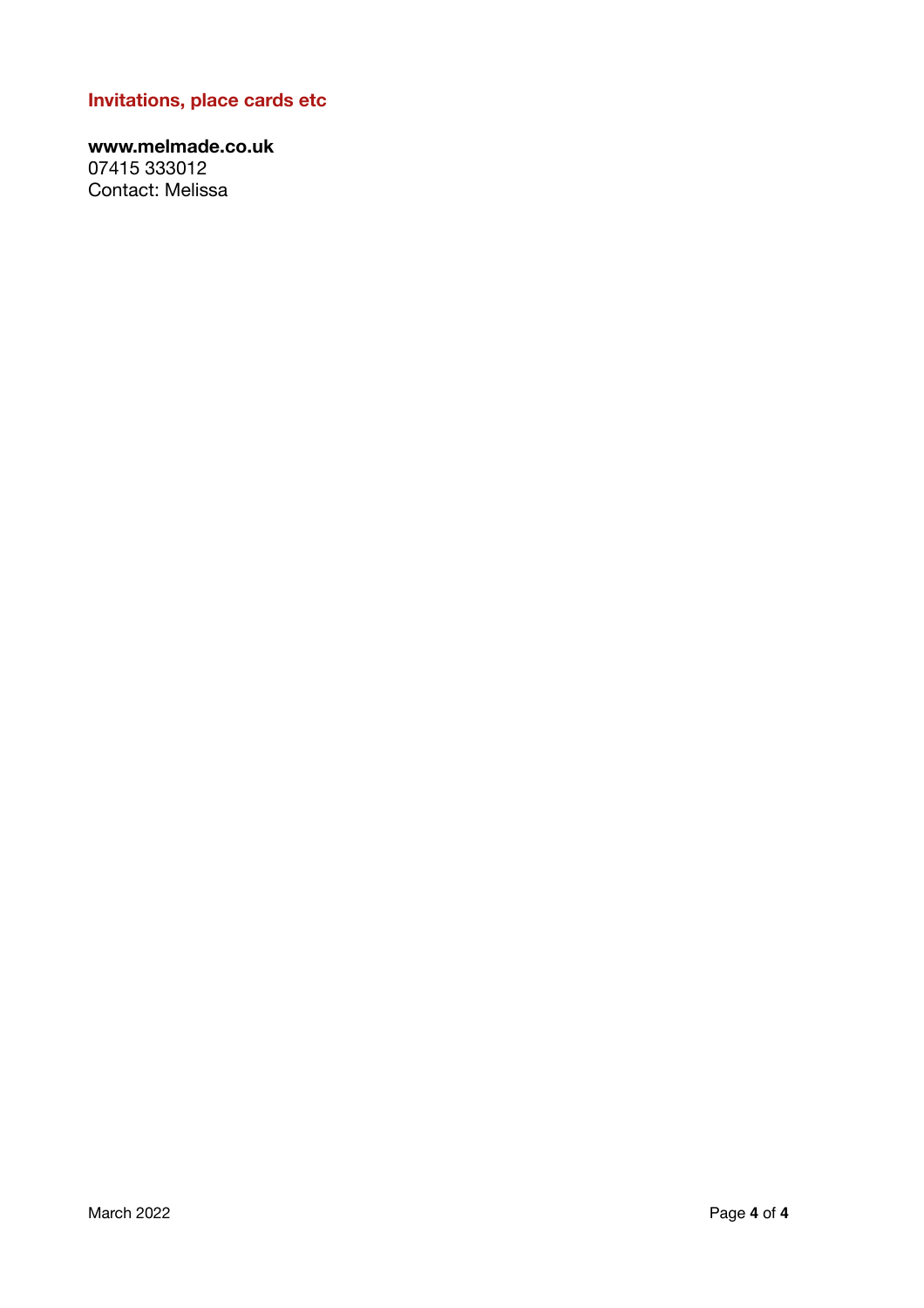## Invitations, place cards etc

**www.melmade.co.uk**
07415 333012
Contact: Melissa